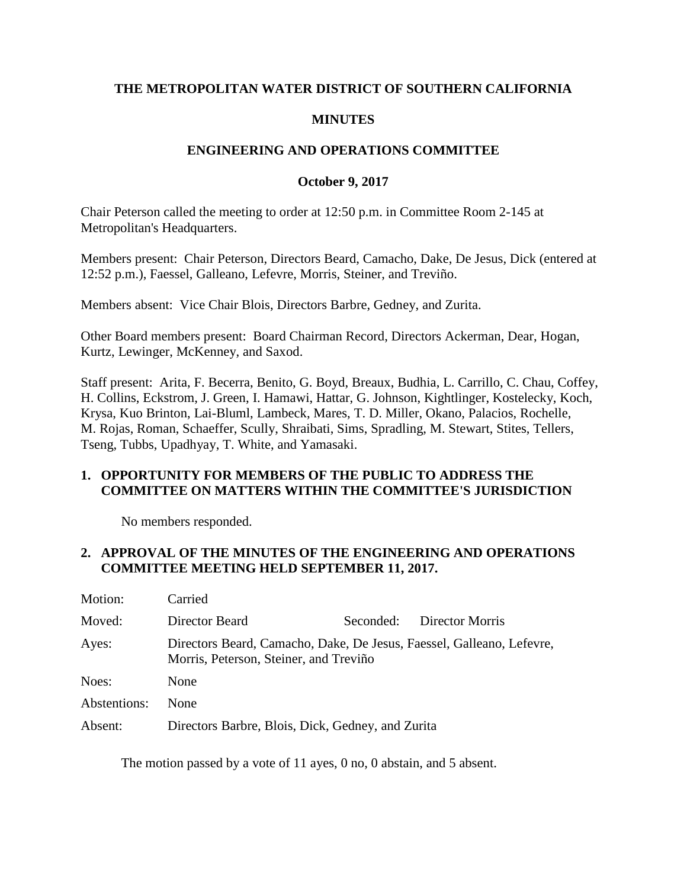**THE METROPOLITAN WATER DISTRICT OF SOUTHERN CALIFORNIA**

**MINUTES**

**ENGINEERING AND OPERATIONS COMMITTEE**

**October 9, 2017**

Chair Peterson called the meeting to order at 12:50 p.m. in Committee Room 2-145 at Metropolitan's Headquarters.

Members present: Chair Peterson, Directors Beard, Camacho, Dake, De Jesus, Dick (entered at 12:52 p.m.), Faessel, Galleano, Lefevre, Morris, Steiner, and Treviño.

Members absent: Vice Chair Blois, Directors Barbre, Gedney, and Zurita.

Other Board members present: Board Chairman Record, Directors Ackerman, Dear, Hogan, Kurtz, Lewinger, McKenney, and Saxod.

Staff present: Arita, F. Becerra, Benito, G. Boyd, Breaux, Budhia, L. Carrillo, C. Chau, Coffey, H. Collins, Eckstrom, J. Green, I. Hamawi, Hattar, G. Johnson, Kightlinger, Kostelecky, Koch, Krysa, Kuo Brinton, Lai-Bluml, Lambeck, Mares, T. D. Miller, Okano, Palacios, Rochelle, M. Rojas, Roman, Schaeffer, Scully, Shraibati, Sims, Spradling, M. Stewart, Stites, Tellers, Tseng, Tubbs, Upadhyay, T. White, and Yamasaki.

**1. OPPORTUNITY FOR MEMBERS OF THE PUBLIC TO ADDRESS THE COMMITTEE ON MATTERS WITHIN THE COMMITTEE'S JURISDICTION**

No members responded.

**2. APPROVAL OF THE MINUTES OF THE ENGINEERING AND OPERATIONS COMMITTEE MEETING HELD SEPTEMBER 11, 2017.**

| | | | |
|---|---|---|---|
| Motion: | Carried | | |
| Moved: | Director Beard | Seconded: | Director Morris |
| Ayes: | Directors Beard, Camacho, Dake, De Jesus, Faessel, Galleano, Lefevre, Morris, Peterson, Steiner, and Treviño | | |
| Noes: | None | | |
| Abstentions: | None | | |
| Absent: | Directors Barbre, Blois, Dick, Gedney, and Zurita | | |

The motion passed by a vote of 11 ayes, 0 no, 0 abstain, and 5 absent.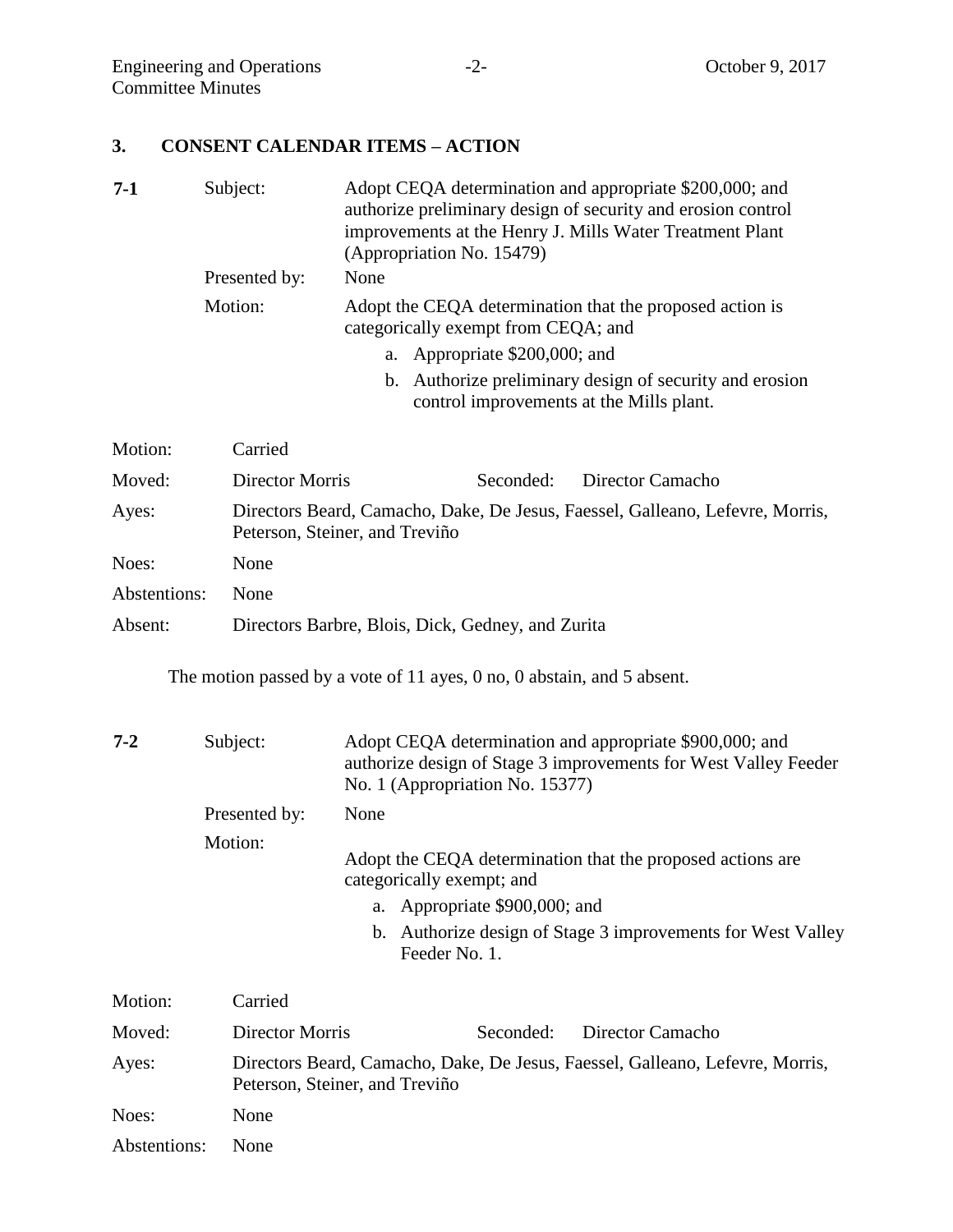## 3. CONSENT CALENDAR ITEMS – ACTION

**7-1**

Subject: Adopt CEQA determination and appropriate $200,000; and authorize preliminary design of security and erosion control improvements at the Henry J. Mills Water Treatment Plant (Appropriation No. 15479)

Presented by: None

Motion: Adopt the CEQA determination that the proposed action is categorically exempt from CEQA; and

a. Appropriate $200,000; and
b. Authorize preliminary design of security and erosion control improvements at the Mills plant.

Motion: Carried

Moved: Director Morris    Seconded: Director Camacho

Ayes: Directors Beard, Camacho, Dake, De Jesus, Faessel, Galleano, Lefevre, Morris, Peterson, Steiner, and Treviño

Noes: None

Abstentions: None

Absent: Directors Barbre, Blois, Dick, Gedney, and Zurita

The motion passed by a vote of 11 ayes, 0 no, 0 abstain, and 5 absent.

**7-2**

Subject: Adopt CEQA determination and appropriate $900,000; and authorize design of Stage 3 improvements for West Valley Feeder No. 1 (Appropriation No. 15377)

Presented by: None

Motion: Adopt the CEQA determination that the proposed actions are categorically exempt; and

a. Appropriate $900,000; and
b. Authorize design of Stage 3 improvements for West Valley Feeder No. 1.

Motion: Carried

Moved: Director Morris    Seconded: Director Camacho

Ayes: Directors Beard, Camacho, Dake, De Jesus, Faessel, Galleano, Lefevre, Morris, Peterson, Steiner, and Treviño

Noes: None

Abstentions: None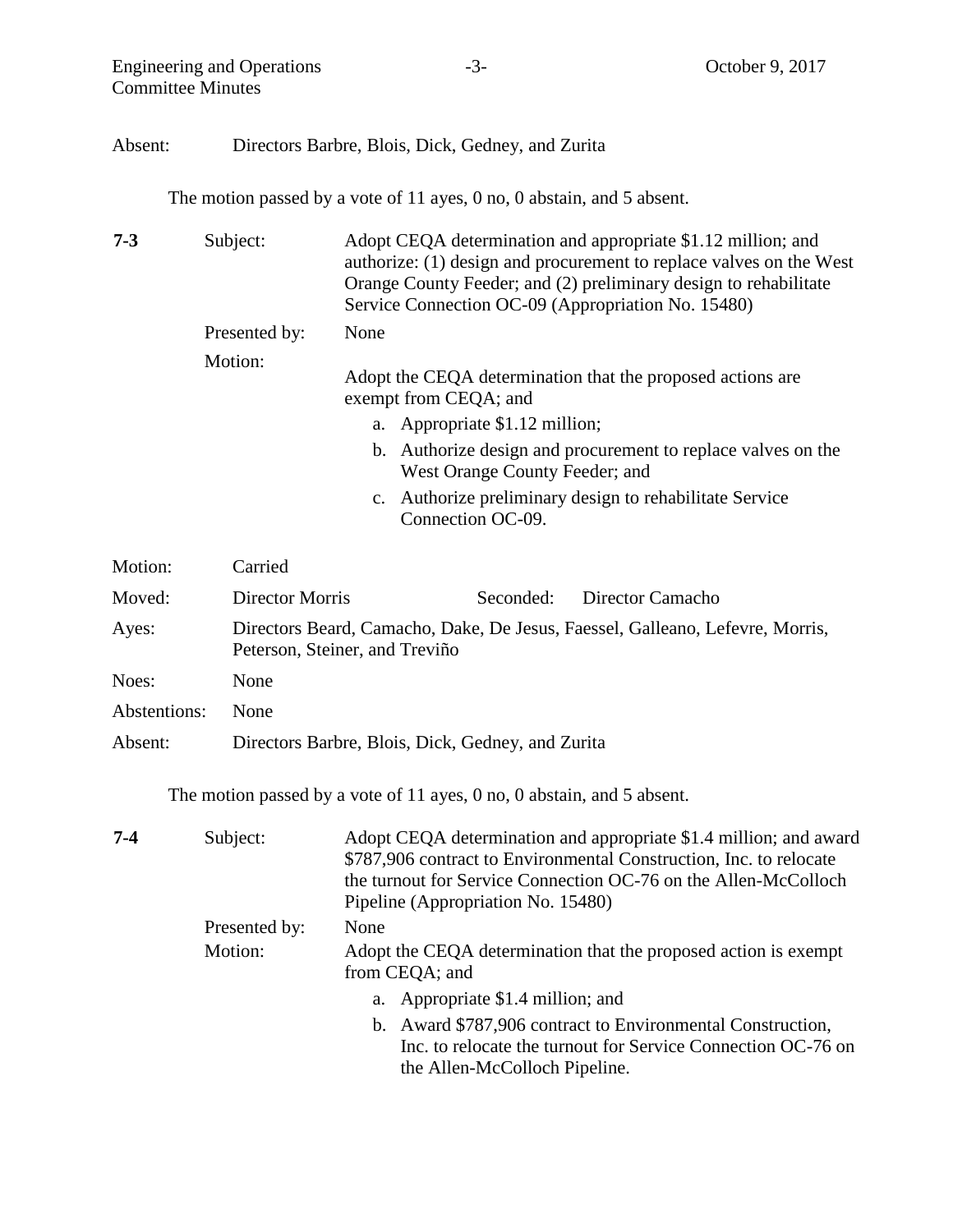Absent: Directors Barbre, Blois, Dick, Gedney, and Zurita

The motion passed by a vote of 11 ayes, 0 no, 0 abstain, and 5 absent.

**7-3** Subject: Adopt CEQA determination and appropriate $1.12 million; and authorize: (1) design and procurement to replace valves on the West Orange County Feeder; and (2) preliminary design to rehabilitate Service Connection OC-09 (Appropriation No. 15480)

Presented by: None

Motion: Adopt the CEQA determination that the proposed actions are exempt from CEQA; and

a. Appropriate $1.12 million;

b. Authorize design and procurement to replace valves on the West Orange County Feeder; and

c. Authorize preliminary design to rehabilitate Service Connection OC-09.

Motion: Carried

Moved: Director Morris Seconded: Director Camacho

Ayes: Directors Beard, Camacho, Dake, De Jesus, Faessel, Galleano, Lefevre, Morris, Peterson, Steiner, and Treviño

Noes: None

Abstentions: None

Absent: Directors Barbre, Blois, Dick, Gedney, and Zurita

The motion passed by a vote of 11 ayes, 0 no, 0 abstain, and 5 absent.

**7-4** Subject: Adopt CEQA determination and appropriate $1.4 million; and award $787,906 contract to Environmental Construction, Inc. to relocate the turnout for Service Connection OC-76 on the Allen-McColloch Pipeline (Appropriation No. 15480)

Presented by: None

Motion: Adopt the CEQA determination that the proposed action is exempt from CEQA; and

a. Appropriate $1.4 million; and

b. Award $787,906 contract to Environmental Construction, Inc. to relocate the turnout for Service Connection OC-76 on the Allen-McColloch Pipeline.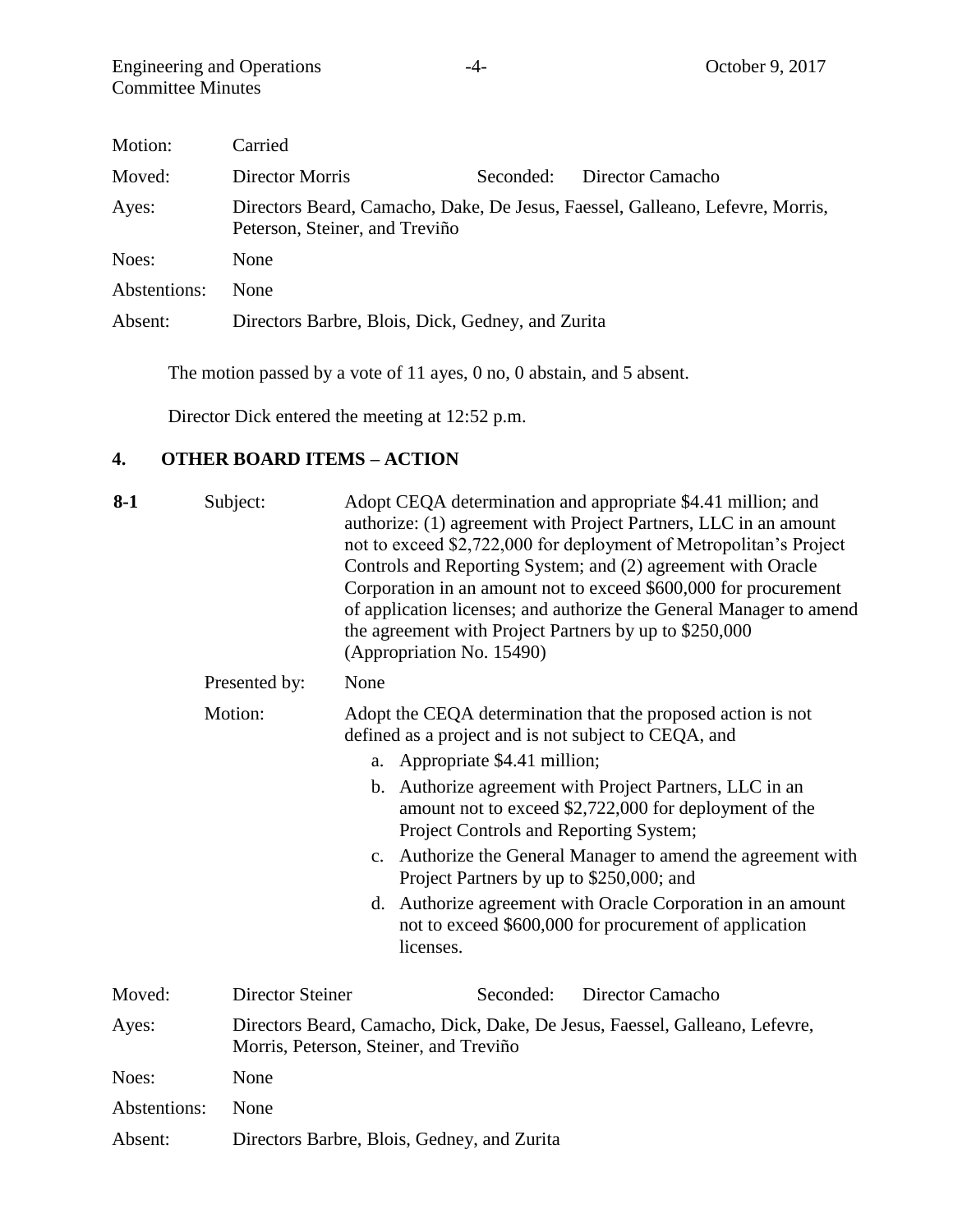| | | | |
|---|---|---|---|
| Motion: | Carried | | |
| Moved: | Director Morris | Seconded: | Director Camacho |
| Ayes: | Directors Beard, Camacho, Dake, De Jesus, Faessel, Galleano, Lefevre, Morris, Peterson, Steiner, and Treviño | | |
| Noes: | None | | |
| Abstentions: | None | | |
| Absent: | Directors Barbre, Blois, Dick, Gedney, and Zurita | | |

The motion passed by a vote of 11 ayes, 0 no, 0 abstain, and 5 absent.

Director Dick entered the meeting at 12:52 p.m.

## 4. OTHER BOARD ITEMS – ACTION

**8-1**

Subject: Adopt CEQA determination and appropriate \$4.41 million; and authorize: (1) agreement with Project Partners, LLC in an amount not to exceed \$2,722,000 for deployment of Metropolitan's Project Controls and Reporting System; and (2) agreement with Oracle Corporation in an amount not to exceed \$600,000 for procurement of application licenses; and authorize the General Manager to amend the agreement with Project Partners by up to \$250,000 (Appropriation No. 15490)

Presented by: None

Motion: Adopt the CEQA determination that the proposed action is not defined as a project and is not subject to CEQA, and

a. Appropriate \$4.41 million;
b. Authorize agreement with Project Partners, LLC in an amount not to exceed \$2,722,000 for deployment of the Project Controls and Reporting System;
c. Authorize the General Manager to amend the agreement with Project Partners by up to \$250,000; and
d. Authorize agreement with Oracle Corporation in an amount not to exceed \$600,000 for procurement of application licenses.

| | | | |
|---|---|---|---|
| Moved: | Director Steiner | Seconded: | Director Camacho |
| Ayes: | Directors Beard, Camacho, Dick, Dake, De Jesus, Faessel, Galleano, Lefevre, Morris, Peterson, Steiner, and Treviño | | |
| Noes: | None | | |
| Abstentions: | None | | |
| Absent: | Directors Barbre, Blois, Gedney, and Zurita | | |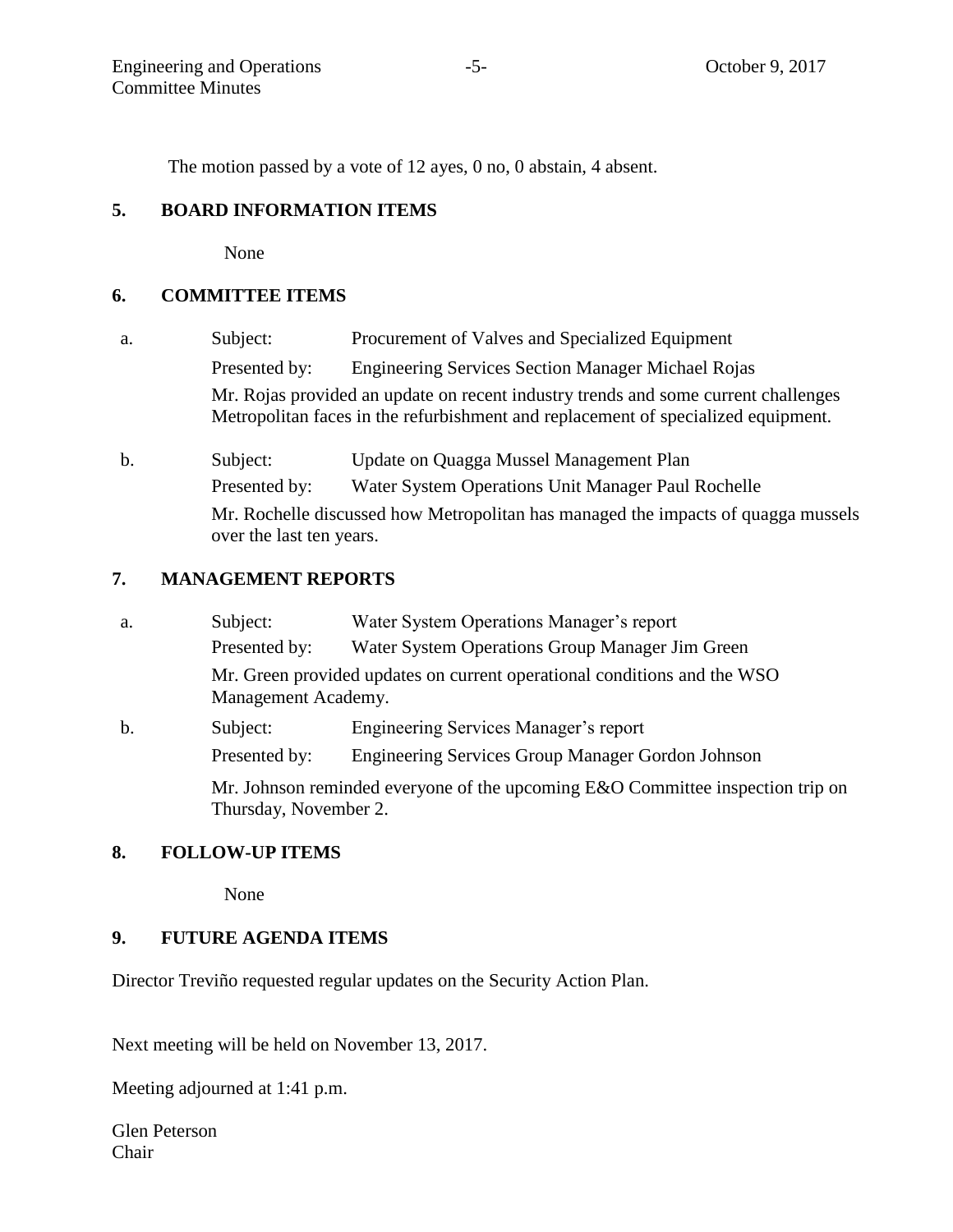The motion passed by a vote of 12 ayes, 0 no, 0 abstain, 4 absent.

## 5. BOARD INFORMATION ITEMS

None

## 6. COMMITTEE ITEMS

a. Subject: Procurement of Valves and Specialized Equipment

Presented by: Engineering Services Section Manager Michael Rojas

Mr. Rojas provided an update on recent industry trends and some current challenges Metropolitan faces in the refurbishment and replacement of specialized equipment.

b. Subject: Update on Quagga Mussel Management Plan

Presented by: Water System Operations Unit Manager Paul Rochelle

Mr. Rochelle discussed how Metropolitan has managed the impacts of quagga mussels over the last ten years.

## 7. MANAGEMENT REPORTS

a. Subject: Water System Operations Manager's report

Presented by: Water System Operations Group Manager Jim Green

Mr. Green provided updates on current operational conditions and the WSO Management Academy.

b. Subject: Engineering Services Manager's report

Presented by: Engineering Services Group Manager Gordon Johnson

Mr. Johnson reminded everyone of the upcoming E&O Committee inspection trip on Thursday, November 2.

## 8. FOLLOW-UP ITEMS

None

## 9. FUTURE AGENDA ITEMS

Director Treviño requested regular updates on the Security Action Plan.

Next meeting will be held on November 13, 2017.

Meeting adjourned at 1:41 p.m.

Glen Peterson
Chair